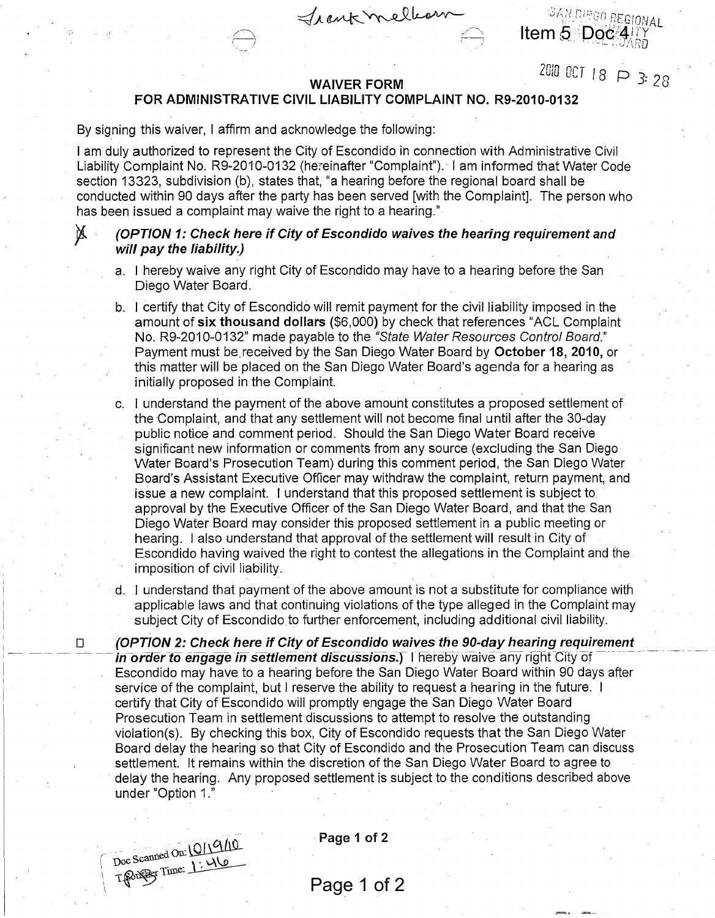Frank Melbourn

SAN DIEGO REGIONAL Item 5 Doc 4 WATER QUALITY CONTROL BOARD

2010 OCT 18 P 3:28

## WAIVER FORM

## FOR ADMINISTRATIVE CIVIL LIABILITY COMPLAINT NO. R9-2010-0132

By signing this waiver, I affirm and acknowledge the following:

I am duly authorized to represent the City of Escondido in connection with Administrative Civil Liability Complaint No. R9-2010-0132 (hereinafter "Complaint"). I am informed that Water Code section 13323, subdivision (b), states that, "a hearing before the regional board shall be conducted within 90 days after the party has been served [with the Complaint]. The person who has been issued a complaint may waive the right to a hearing."

☒ ***(OPTION 1: Check here if City of Escondido waives the hearing requirement and will pay the liability.)***

a. I hereby waive any right City of Escondido may have to a hearing before the San Diego Water Board.

b. I certify that City of Escondido will remit payment for the civil liability imposed in the amount of **six thousand dollars** (**$6,000**) by check that references "ACL Complaint No. R9-2010-0132" made payable to the *"State Water Resources Control Board."* Payment must be received by the San Diego Water Board by **October 18, 2010,** or this matter will be placed on the San Diego Water Board's agenda for a hearing as initially proposed in the Complaint.

c. I understand the payment of the above amount constitutes a proposed settlement of the Complaint, and that any settlement will not become final until after the 30-day public notice and comment period. Should the San Diego Water Board receive significant new information or comments from any source (excluding the San Diego Water Board's Prosecution Team) during this comment period, the San Diego Water Board's Assistant Executive Officer may withdraw the complaint, return payment, and issue a new complaint. I understand that this proposed settlement is subject to approval by the Executive Officer of the San Diego Water Board, and that the San Diego Water Board may consider this proposed settlement in a public meeting or hearing. I also understand that approval of the settlement will result in City of Escondido having waived the right to contest the allegations in the Complaint and the imposition of civil liability.

d. I understand that payment of the above amount is not a substitute for compliance with applicable laws and that continuing violations of the type alleged in the Complaint may subject City of Escondido to further enforcement, including additional civil liability.

☐ ***(OPTION 2: Check here if City of Escondido waives the 90-day hearing requirement in order to engage in settlement discussions.)*** I hereby waive any right City of Escondido may have to a hearing before the San Diego Water Board within 90 days after service of the complaint, but I reserve the ability to request a hearing in the future. I certify that City of Escondido will promptly engage the San Diego Water Board Prosecution Team in settlement discussions to attempt to resolve the outstanding violation(s). By checking this box, City of Escondido requests that the San Diego Water Board delay the hearing so that City of Escondido and the Prosecution Team can discuss settlement. It remains within the discretion of the San Diego Water Board to agree to delay the hearing. Any proposed settlement is subject to the conditions described above under "Option 1."

Doc Scanned On: 10/19/10
Time: 1:46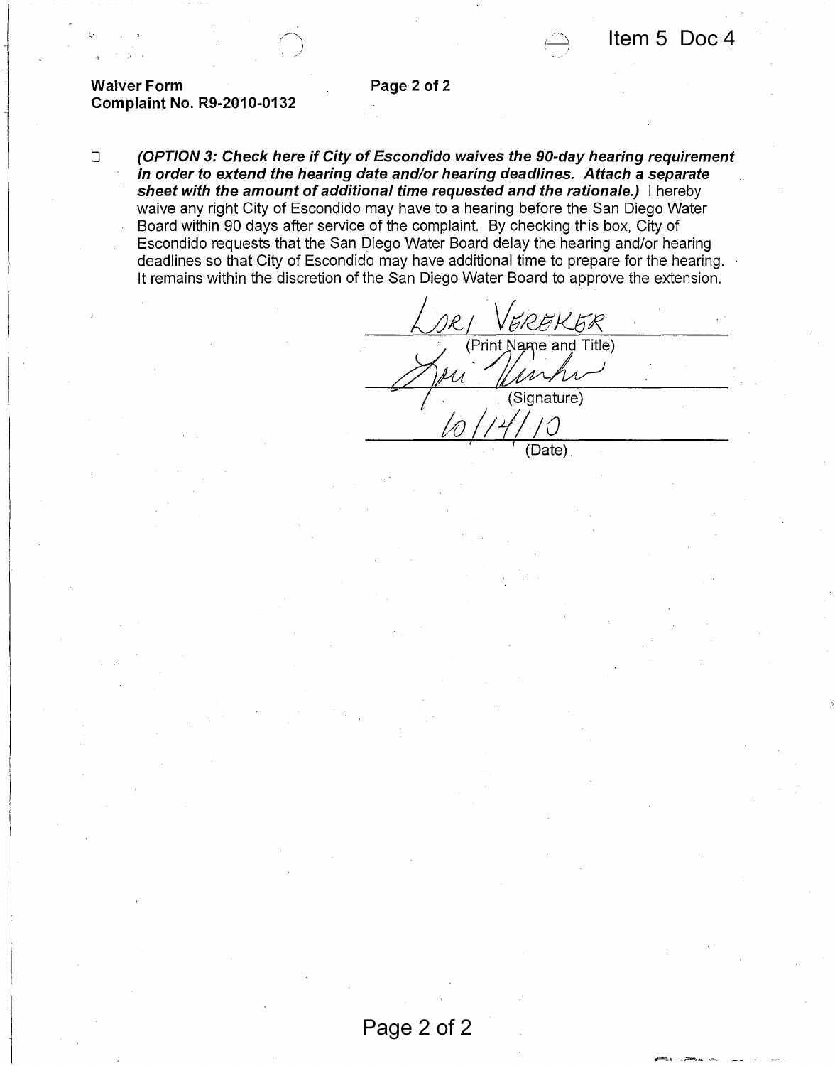Item 5 Doc 4

**Waiver Form**
**Complaint No. R9-2010-0132**

**Page 2 of 2**

☐ ***(OPTION 3: Check here if City of Escondido waives the 90-day hearing requirement in order to extend the hearing date and/or hearing deadlines. Attach a separate sheet with the amount of additional time requested and the rationale.)*** I hereby waive any right City of Escondido may have to a hearing before the San Diego Water Board within 90 days after service of the complaint. By checking this box, City of Escondido requests that the San Diego Water Board delay the hearing and/or hearing deadlines so that City of Escondido may have additional time to prepare for the hearing. It remains within the discretion of the San Diego Water Board to approve the extension.

LORI VEREKER
(Print Name and Title)

[Signature]
(Signature)

10/14/10
(Date)